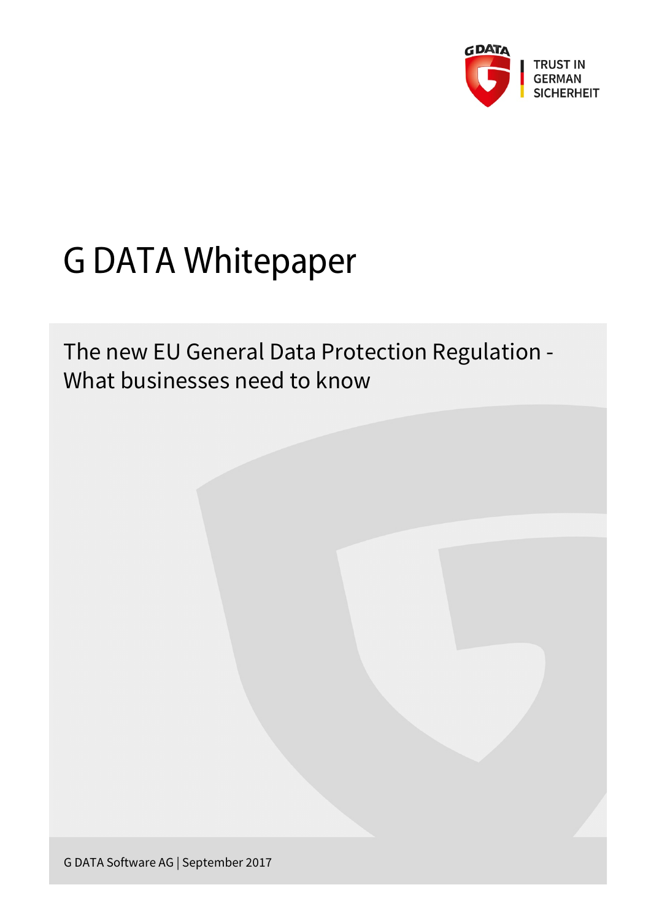TRUST IN GERMAN SICHERHEIT

# G DATA Whitepaper

## The new EU General Data Protection Regulation - What businesses need to know

G DATA Software AG | September 2017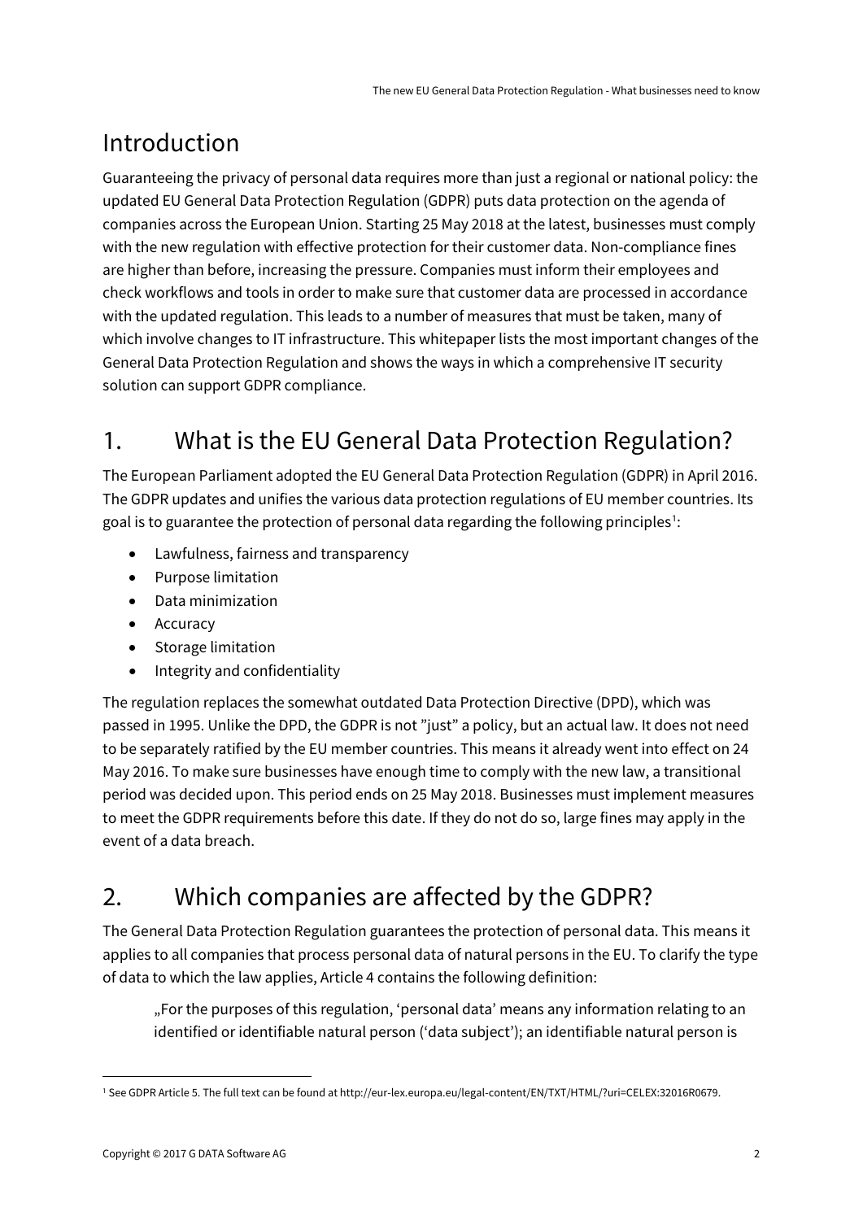## Introduction

Guaranteeing the privacy of personal data requires more than just a regional or national policy: the updated EU General Data Protection Regulation (GDPR) puts data protection on the agenda of companies across the European Union. Starting 25 May 2018 at the latest, businesses must comply with the new regulation with effective protection for their customer data. Non-compliance fines are higher than before, increasing the pressure. Companies must inform their employees and check workflows and tools in order to make sure that customer data are processed in accordance with the updated regulation. This leads to a number of measures that must be taken, many of which involve changes to IT infrastructure. This whitepaper lists the most important changes of the General Data Protection Regulation and shows the ways in which a comprehensive IT security solution can support GDPR compliance.

## 1. What is the EU General Data Protection Regulation?

The European Parliament adopted the EU General Data Protection Regulation (GDPR) in April 2016. The GDPR updates and unifies the various data protection regulations of EU member countries. Its goal is to guarantee the protection of personal data regarding the following principles[1]:

- Lawfulness, fairness and transparency
- Purpose limitation
- Data minimization
- Accuracy
- Storage limitation
- Integrity and confidentiality

The regulation replaces the somewhat outdated Data Protection Directive (DPD), which was passed in 1995. Unlike the DPD, the GDPR is not "just" a policy, but an actual law. It does not need to be separately ratified by the EU member countries. This means it already went into effect on 24 May 2016. To make sure businesses have enough time to comply with the new law, a transitional period was decided upon. This period ends on 25 May 2018. Businesses must implement measures to meet the GDPR requirements before this date. If they do not do so, large fines may apply in the event of a data breach.

## 2. Which companies are affected by the GDPR?

The General Data Protection Regulation guarantees the protection of personal data. This means it applies to all companies that process personal data of natural persons in the EU. To clarify the type of data to which the law applies, Article 4 contains the following definition:

> „For the purposes of this regulation, 'personal data' means any information relating to an identified or identifiable natural person ('data subject'); an identifiable natural person is

---

[1] See GDPR Article 5. The full text can be found at http://eur-lex.europa.eu/legal-content/EN/TXT/HTML/?uri=CELEX:32016R0679.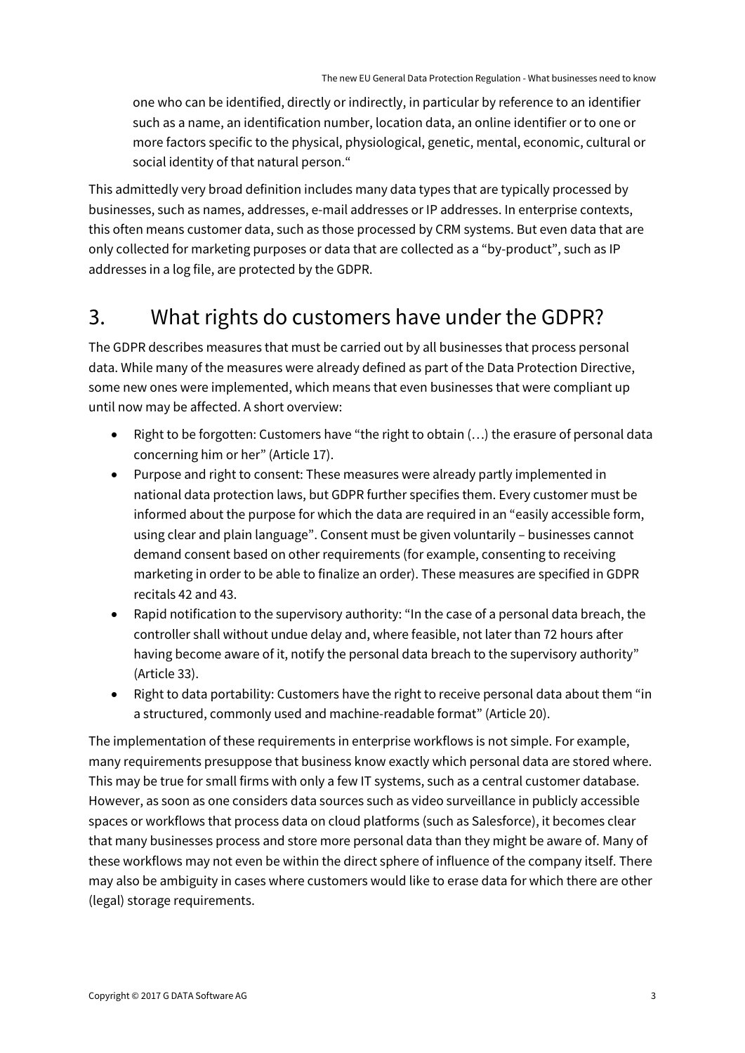one who can be identified, directly or indirectly, in particular by reference to an identifier such as a name, an identification number, location data, an online identifier or to one or more factors specific to the physical, physiological, genetic, mental, economic, cultural or social identity of that natural person.“

This admittedly very broad definition includes many data types that are typically processed by businesses, such as names, addresses, e-mail addresses or IP addresses. In enterprise contexts, this often means customer data, such as those processed by CRM systems. But even data that are only collected for marketing purposes or data that are collected as a “by-product”, such as IP addresses in a log file, are protected by the GDPR.

## 3. What rights do customers have under the GDPR?

The GDPR describes measures that must be carried out by all businesses that process personal data. While many of the measures were already defined as part of the Data Protection Directive, some new ones were implemented, which means that even businesses that were compliant up until now may be affected. A short overview:

- Right to be forgotten: Customers have “the right to obtain (…) the erasure of personal data concerning him or her” (Article 17).
- Purpose and right to consent: These measures were already partly implemented in national data protection laws, but GDPR further specifies them. Every customer must be informed about the purpose for which the data are required in an “easily accessible form, using clear and plain language”. Consent must be given voluntarily – businesses cannot demand consent based on other requirements (for example, consenting to receiving marketing in order to be able to finalize an order). These measures are specified in GDPR recitals 42 and 43.
- Rapid notification to the supervisory authority: “In the case of a personal data breach, the controller shall without undue delay and, where feasible, not later than 72 hours after having become aware of it, notify the personal data breach to the supervisory authority” (Article 33).
- Right to data portability: Customers have the right to receive personal data about them “in a structured, commonly used and machine-readable format” (Article 20).

The implementation of these requirements in enterprise workflows is not simple. For example, many requirements presuppose that business know exactly which personal data are stored where. This may be true for small firms with only a few IT systems, such as a central customer database. However, as soon as one considers data sources such as video surveillance in publicly accessible spaces or workflows that process data on cloud platforms (such as Salesforce), it becomes clear that many businesses process and store more personal data than they might be aware of. Many of these workflows may not even be within the direct sphere of influence of the company itself. There may also be ambiguity in cases where customers would like to erase data for which there are other (legal) storage requirements.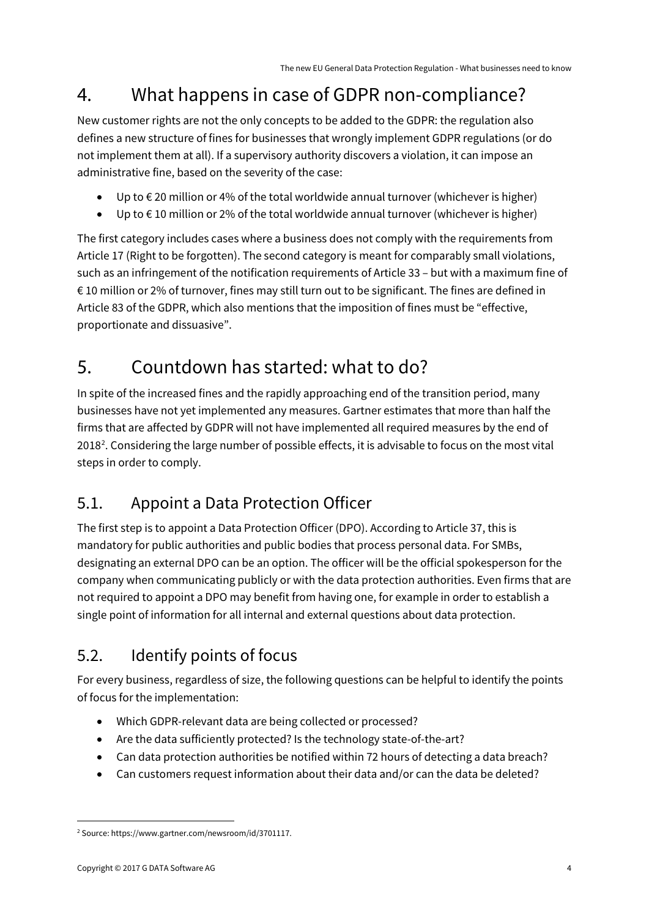# 4. What happens in case of GDPR non-compliance?

New customer rights are not the only concepts to be added to the GDPR: the regulation also defines a new structure of fines for businesses that wrongly implement GDPR regulations (or do not implement them at all). If a supervisory authority discovers a violation, it can impose an administrative fine, based on the severity of the case:

- Up to € 20 million or 4% of the total worldwide annual turnover (whichever is higher)
- Up to € 10 million or 2% of the total worldwide annual turnover (whichever is higher)

The first category includes cases where a business does not comply with the requirements from Article 17 (Right to be forgotten). The second category is meant for comparably small violations, such as an infringement of the notification requirements of Article 33 – but with a maximum fine of € 10 million or 2% of turnover, fines may still turn out to be significant. The fines are defined in Article 83 of the GDPR, which also mentions that the imposition of fines must be "effective, proportionate and dissuasive".

# 5. Countdown has started: what to do?

In spite of the increased fines and the rapidly approaching end of the transition period, many businesses have not yet implemented any measures. Gartner estimates that more than half the firms that are affected by GDPR will not have implemented all required measures by the end of 2018[2]. Considering the large number of possible effects, it is advisable to focus on the most vital steps in order to comply.

## 5.1. Appoint a Data Protection Officer

The first step is to appoint a Data Protection Officer (DPO). According to Article 37, this is mandatory for public authorities and public bodies that process personal data. For SMBs, designating an external DPO can be an option. The officer will be the official spokesperson for the company when communicating publicly or with the data protection authorities. Even firms that are not required to appoint a DPO may benefit from having one, for example in order to establish a single point of information for all internal and external questions about data protection.

## 5.2. Identify points of focus

For every business, regardless of size, the following questions can be helpful to identify the points of focus for the implementation:

- Which GDPR-relevant data are being collected or processed?
- Are the data sufficiently protected? Is the technology state-of-the-art?
- Can data protection authorities be notified within 72 hours of detecting a data breach?
- Can customers request information about their data and/or can the data be deleted?

[2] Source: https://www.gartner.com/newsroom/id/3701117.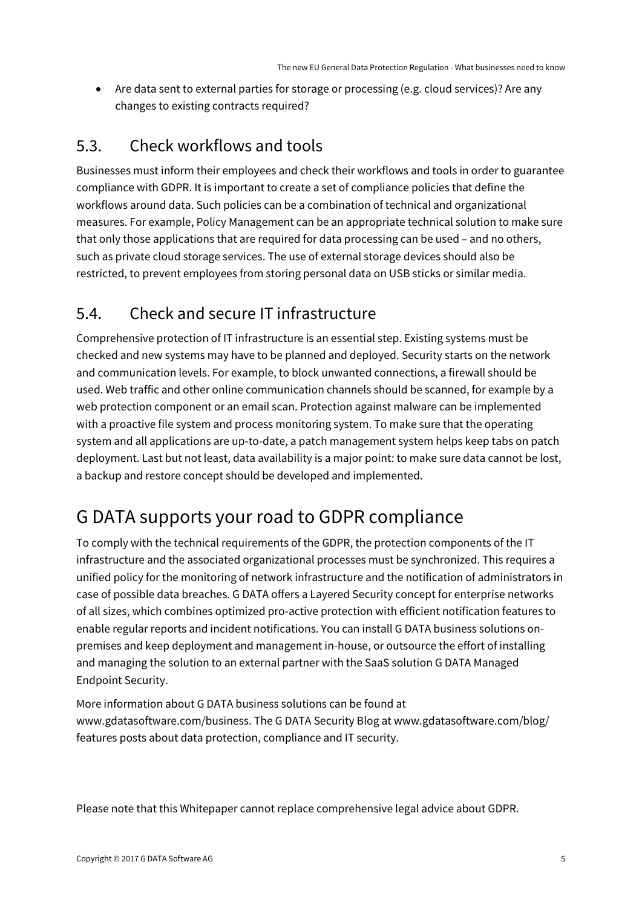- Are data sent to external parties for storage or processing (e.g. cloud services)? Are any changes to existing contracts required?

## 5.3. Check workflows and tools

Businesses must inform their employees and check their workflows and tools in order to guarantee compliance with GDPR. It is important to create a set of compliance policies that define the workflows around data. Such policies can be a combination of technical and organizational measures. For example, Policy Management can be an appropriate technical solution to make sure that only those applications that are required for data processing can be used – and no others, such as private cloud storage services. The use of external storage devices should also be restricted, to prevent employees from storing personal data on USB sticks or similar media.

## 5.4. Check and secure IT infrastructure

Comprehensive protection of IT infrastructure is an essential step. Existing systems must be checked and new systems may have to be planned and deployed. Security starts on the network and communication levels. For example, to block unwanted connections, a firewall should be used. Web traffic and other online communication channels should be scanned, for example by a web protection component or an email scan. Protection against malware can be implemented with a proactive file system and process monitoring system. To make sure that the operating system and all applications are up-to-date, a patch management system helps keep tabs on patch deployment. Last but not least, data availability is a major point: to make sure data cannot be lost, a backup and restore concept should be developed and implemented.

# G DATA supports your road to GDPR compliance

To comply with the technical requirements of the GDPR, the protection components of the IT infrastructure and the associated organizational processes must be synchronized. This requires a unified policy for the monitoring of network infrastructure and the notification of administrators in case of possible data breaches. G DATA offers a Layered Security concept for enterprise networks of all sizes, which combines optimized pro-active protection with efficient notification features to enable regular reports and incident notifications. You can install G DATA business solutions on-premises and keep deployment and management in-house, or outsource the effort of installing and managing the solution to an external partner with the SaaS solution G DATA Managed Endpoint Security.

More information about G DATA business solutions can be found at www.gdatasoftware.com/business. The G DATA Security Blog at www.gdatasoftware.com/blog/ features posts about data protection, compliance and IT security.

Please note that this Whitepaper cannot replace comprehensive legal advice about GDPR.

Copyright © 2017 G DATA Software AG